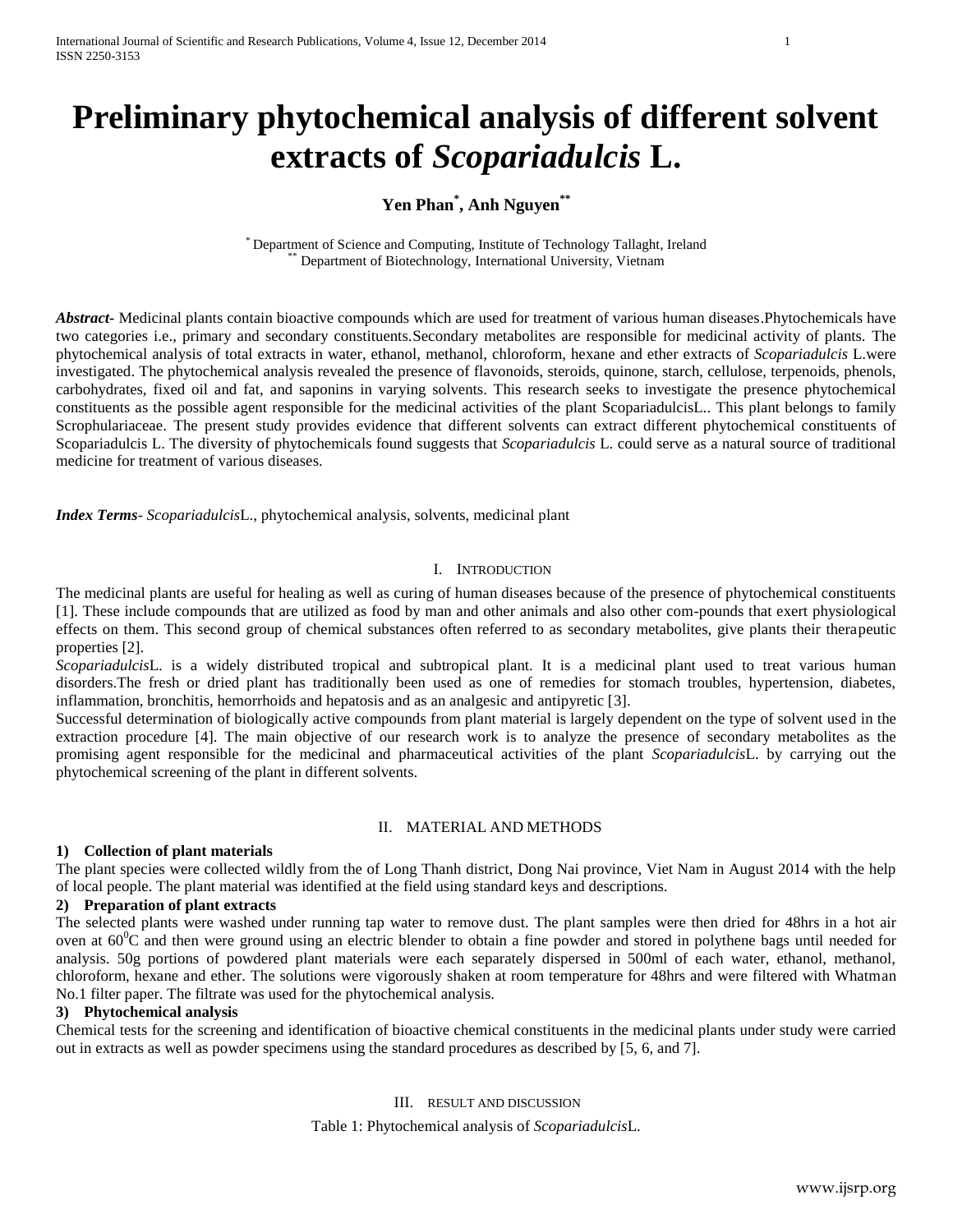# Preliminary phytochemical analysis of different solvent extracts of *Scopariadulcis* L.

**Yen Phan[*], Anh Nguyen[**]**

[*] Department of Science and Computing, Institute of Technology Tallaght, Ireland
[**] Department of Biotechnology, International University, Vietnam

***Abstract***- Medicinal plants contain bioactive compounds which are used for treatment of various human diseases.Phytochemicals have two categories i.e., primary and secondary constituents.Secondary metabolites are responsible for medicinal activity of plants. The phytochemical analysis of total extracts in water, ethanol, methanol, chloroform, hexane and ether extracts of *Scopariadulcis* L.were investigated. The phytochemical analysis revealed the presence of flavonoids, steroids, quinone, starch, cellulose, terpenoids, phenols, carbohydrates, fixed oil and fat, and saponins in varying solvents. This research seeks to investigate the presence phytochemical constituents as the possible agent responsible for the medicinal activities of the plant ScopariadulcisL.. This plant belongs to family Scrophulariaceae. The present study provides evidence that different solvents can extract different phytochemical constituents of Scopariadulcis L. The diversity of phytochemicals found suggests that *Scopariadulcis* L. could serve as a natural source of traditional medicine for treatment of various diseases.

***Index Terms***- *Scopariadulcis*L., phytochemical analysis, solvents, medicinal plant

## I. Introduction

The medicinal plants are useful for healing as well as curing of human diseases because of the presence of phytochemical constituents [1]. These include compounds that are utilized as food by man and other animals and also other com-pounds that exert physiological effects on them. This second group of chemical substances often referred to as secondary metabolites, give plants their therapeutic properties [2].

*Scopariadulcis*L. is a widely distributed tropical and subtropical plant. It is a medicinal plant used to treat various human disorders.The fresh or dried plant has traditionally been used as one of remedies for stomach troubles, hypertension, diabetes, inflammation, bronchitis, hemorrhoids and hepatosis and as an analgesic and antipyretic [3].

Successful determination of biologically active compounds from plant material is largely dependent on the type of solvent used in the extraction procedure [4]. The main objective of our research work is to analyze the presence of secondary metabolites as the promising agent responsible for the medicinal and pharmaceutical activities of the plant *Scopariadulcis*L. by carrying out the phytochemical screening of the plant in different solvents.

## II. Material and Methods

### 1) Collection of plant materials

The plant species were collected wildly from the of Long Thanh district, Dong Nai province, Viet Nam in August 2014 with the help of local people. The plant material was identified at the field using standard keys and descriptions.

### 2) Preparation of plant extracts

The selected plants were washed under running tap water to remove dust. The plant samples were then dried for 48hrs in a hot air oven at $60^0$C and then were ground using an electric blender to obtain a fine powder and stored in polythene bags until needed for analysis. 50g portions of powdered plant materials were each separately dispersed in 500ml of each water, ethanol, methanol, chloroform, hexane and ether. The solutions were vigorously shaken at room temperature for 48hrs and were filtered with Whatman No.1 filter paper. The filtrate was used for the phytochemical analysis.

### 3) Phytochemical analysis

Chemical tests for the screening and identification of bioactive chemical constituents in the medicinal plants under study were carried out in extracts as well as powder specimens using the standard procedures as described by [5, 6, and 7].

## III. Result and Discussion

Table 1: Phytochemical analysis of *Scopariadulcis*L.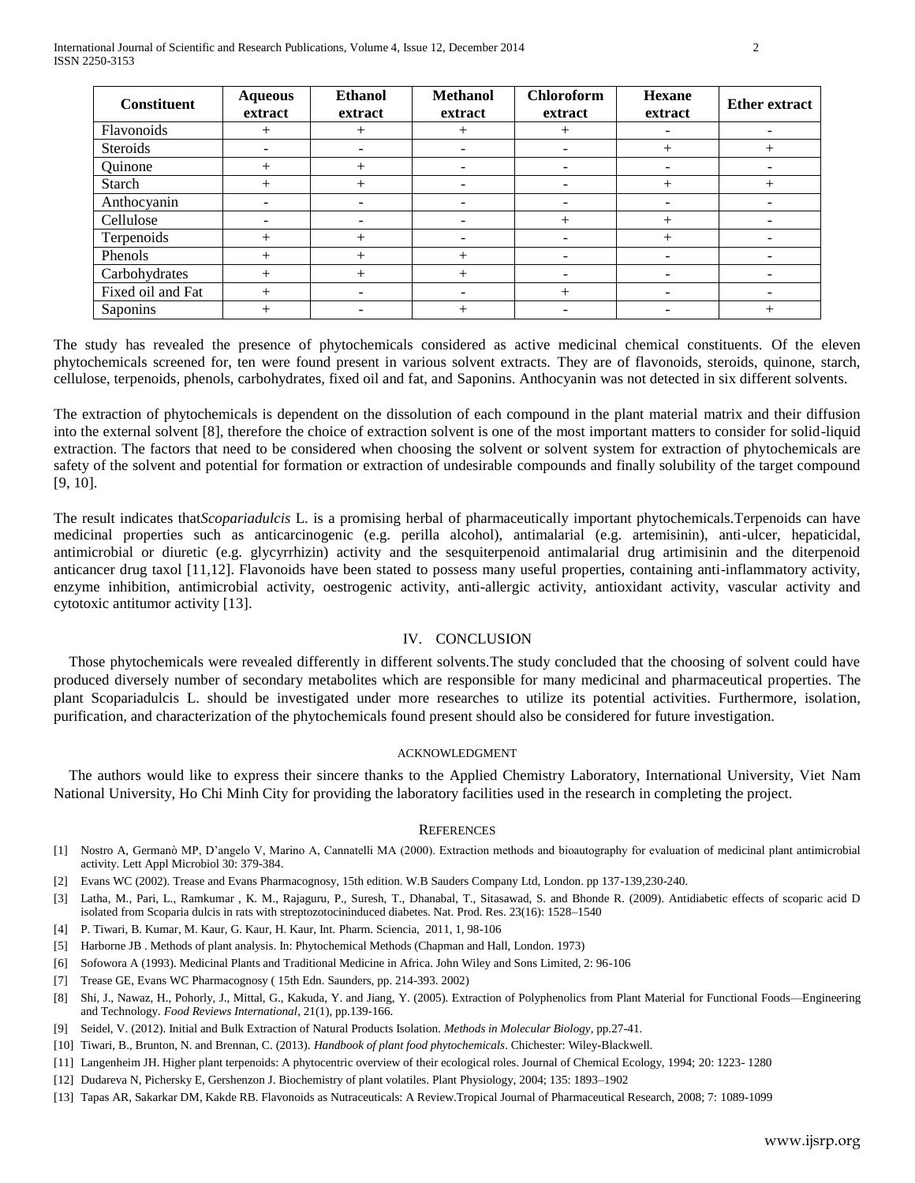| Constituent | Aqueous extract | Ethanol extract | Methanol extract | Chloroform extract | Hexane extract | Ether extract |
| --- | --- | --- | --- | --- | --- | --- |
| Flavonoids | + | + | + | + | - | - |
| Steroids | - | - | - | - | + | + |
| Quinone | + | + | - | - | - | - |
| Starch | + | + | - | - | + | + |
| Anthocyanin | - | - | - | - | - | - |
| Cellulose | - | - | - | + | + | - |
| Terpenoids | + | + | - | - | + | - |
| Phenols | + | + | + | - | - | - |
| Carbohydrates | + | + | + | - | - | - |
| Fixed oil and Fat | + | - | - | + | - | - |
| Saponins | + | - | + | - | - | + |

The study has revealed the presence of phytochemicals considered as active medicinal chemical constituents. Of the eleven phytochemicals screened for, ten were found present in various solvent extracts. They are of flavonoids, steroids, quinone, starch, cellulose, terpenoids, phenols, carbohydrates, fixed oil and fat, and Saponins. Anthocyanin was not detected in six different solvents.

The extraction of phytochemicals is dependent on the dissolution of each compound in the plant material matrix and their diffusion into the external solvent [8], therefore the choice of extraction solvent is one of the most important matters to consider for solid-liquid extraction. The factors that need to be considered when choosing the solvent or solvent system for extraction of phytochemicals are safety of the solvent and potential for formation or extraction of undesirable compounds and finally solubility of the target compound [9, 10].

The result indicates that*Scopariadulcis* L. is a promising herbal of pharmaceutically important phytochemicals.Terpenoids can have medicinal properties such as anticarcinogenic (e.g. perilla alcohol), antimalarial (e.g. artemisinin), anti-ulcer, hepaticidal, antimicrobial or diuretic (e.g. glycyrrhizin) activity and the sesquiterpenoid antimalarial drug artimisinin and the diterpenoid anticancer drug taxol [11,12]. Flavonoids have been stated to possess many useful properties, containing anti-inflammatory activity, enzyme inhibition, antimicrobial activity, oestrogenic activity, anti-allergic activity, antioxidant activity, vascular activity and cytotoxic antitumor activity [13].

## IV. CONCLUSION

Those phytochemicals were revealed differently in different solvents.The study concluded that the choosing of solvent could have produced diversely number of secondary metabolites which are responsible for many medicinal and pharmaceutical properties. The plant Scopariadulcis L. should be investigated under more researches to utilize its potential activities. Furthermore, isolation, purification, and characterization of the phytochemicals found present should also be considered for future investigation.

### ACKNOWLEDGMENT

The authors would like to express their sincere thanks to the Applied Chemistry Laboratory, International University, Viet Nam National University, Ho Chi Minh City for providing the laboratory facilities used in the research in completing the project.

### REFERENCES

[1] Nostro A, Germanò MP, D'angelo V, Marino A, Cannatelli MA (2000). Extraction methods and bioautography for evaluation of medicinal plant antimicrobial activity. Lett Appl Microbiol 30: 379-384.

[2] Evans WC (2002). Trease and Evans Pharmacognosy, 15th edition. W.B Sauders Company Ltd, London. pp 137-139,230-240.

[3] Latha, M., Pari, L., Ramkumar , K. M., Rajaguru, P., Suresh, T., Dhanabal, T., Sitasawad, S. and Bhonde R. (2009). Antidiabetic effects of scoparic acid D isolated from Scoparia dulcis in rats with streptozotocininduced diabetes. Nat. Prod. Res. 23(16): 1528–1540

[4] P. Tiwari, B. Kumar, M. Kaur, G. Kaur, H. Kaur, Int. Pharm. Sciencia, 2011, 1, 98-106

[5] Harborne JB . Methods of plant analysis. In: Phytochemical Methods (Chapman and Hall, London. 1973)

[6] Sofowora A (1993). Medicinal Plants and Traditional Medicine in Africa. John Wiley and Sons Limited, 2: 96-106

[7] Trease GE, Evans WC Pharmacognosy ( 15th Edn. Saunders, pp. 214-393. 2002)

[8] Shi, J., Nawaz, H., Pohorly, J., Mittal, G., Kakuda, Y. and Jiang, Y. (2005). Extraction of Polyphenolics from Plant Material for Functional Foods—Engineering and Technology. *Food Reviews International*, 21(1), pp.139-166.

[9] Seidel, V. (2012). Initial and Bulk Extraction of Natural Products Isolation. *Methods in Molecular Biology*, pp.27-41.

[10] Tiwari, B., Brunton, N. and Brennan, C. (2013). *Handbook of plant food phytochemicals*. Chichester: Wiley-Blackwell.

[11] Langenheim JH. Higher plant terpenoids: A phytocentric overview of their ecological roles. Journal of Chemical Ecology, 1994; 20: 1223- 1280

[12] Dudareva N, Pichersky E, Gershenzon J. Biochemistry of plant volatiles. Plant Physiology, 2004; 135: 1893–1902

[13] Tapas AR, Sakarkar DM, Kakde RB. Flavonoids as Nutraceuticals: A Review.Tropical Journal of Pharmaceutical Research, 2008; 7: 1089-1099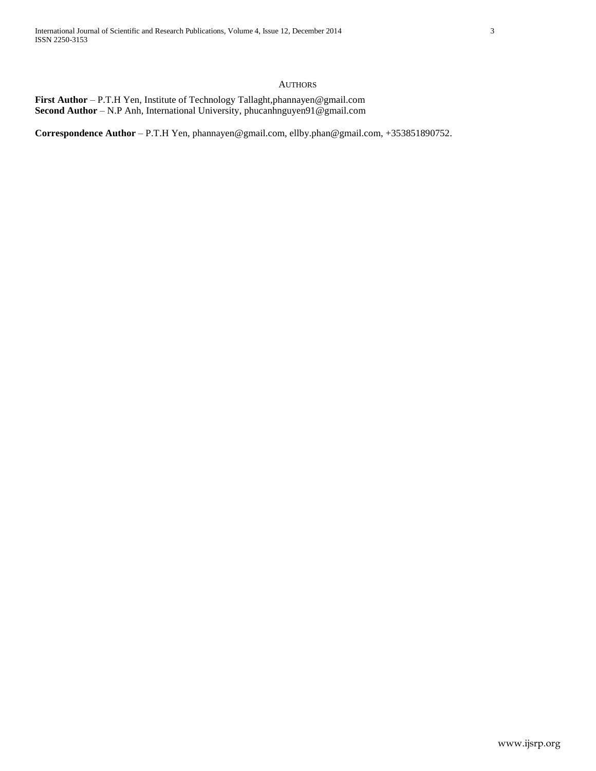## AUTHORS

**First Author** – P.T.H Yen, Institute of Technology Tallaght,phannayen@gmail.com
**Second Author** – N.P Anh, International University, phucanhnguyen91@gmail.com

**Correspondence Author** – P.T.H Yen, phannayen@gmail.com, ellby.phan@gmail.com, +353851890752.